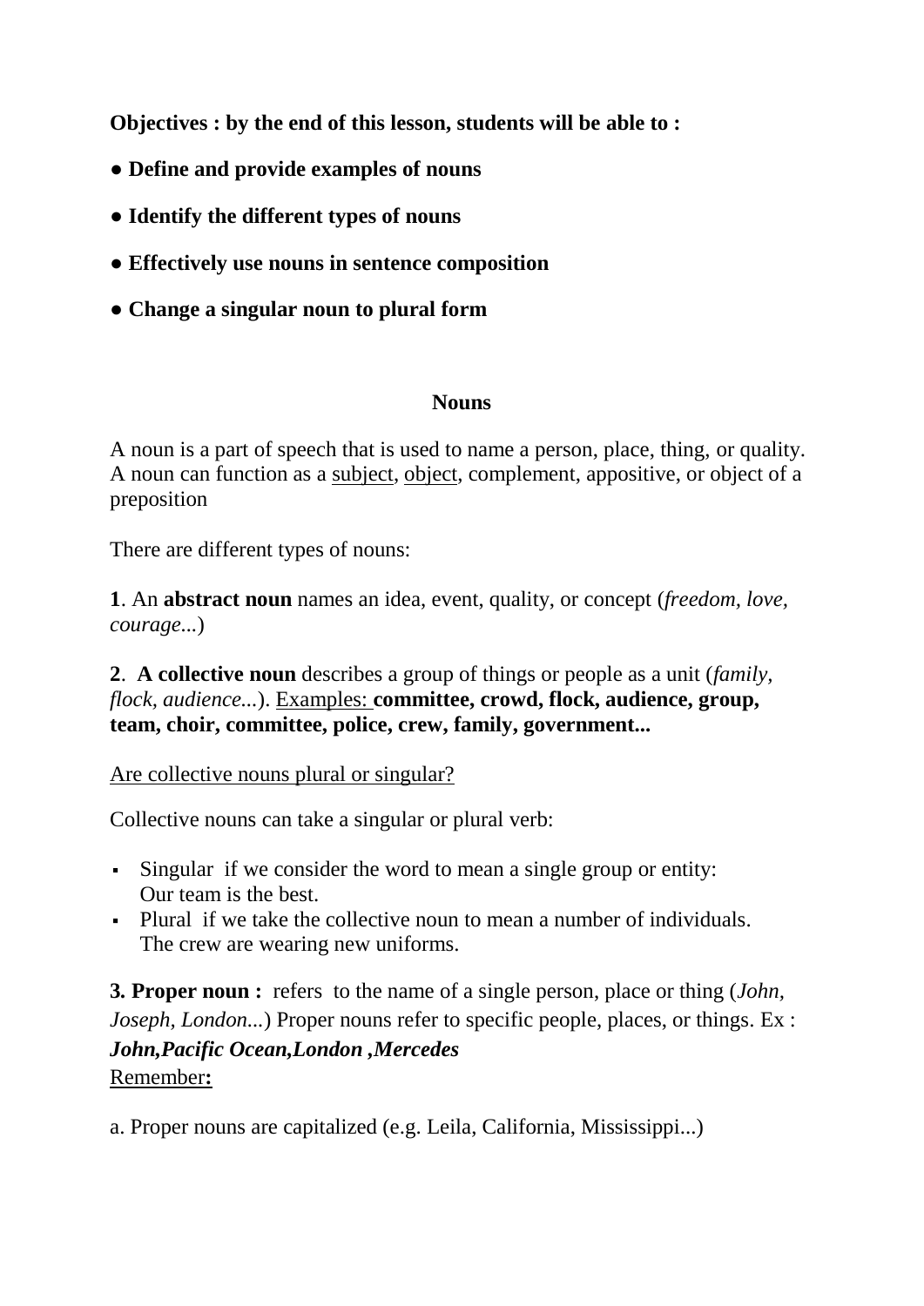**Objectives : by the end of this lesson, students will be able to :**

- **Define and provide examples of nouns**
- **Identify the different types of nouns**
- **Effectively use nouns in sentence composition**
- **Change a singular noun to plural form**

## Nouns

A noun is a part of speech that is used to name a person, place, thing, or quality. A noun can function as a subject, object, complement, appositive, or object of a preposition

There are different types of nouns:

**1**. An **abstract noun** names an idea, event, quality, or concept (*freedom, love, courage...*)

**2**. **A collective noun** describes a group of things or people as a unit (*family, flock, audience...*). Examples: **committee, crowd, flock, audience, group, team, choir, committee, police, crew, family, government...**

Are collective nouns plural or singular?

Collective nouns can take a singular or plural verb:

- Singular if we consider the word to mean a single group or entity: Our team is the best.
- Plural if we take the collective noun to mean a number of individuals. The crew are wearing new uniforms.

**3. Proper noun :** refers to the name of a single person, place or thing (*John, Joseph, London...*) Proper nouns refer to specific people, places, or things. Ex : ***John,Pacific Ocean,London ,Mercedes***

Remember**:**

a. Proper nouns are capitalized (e.g. Leila, California, Mississippi...)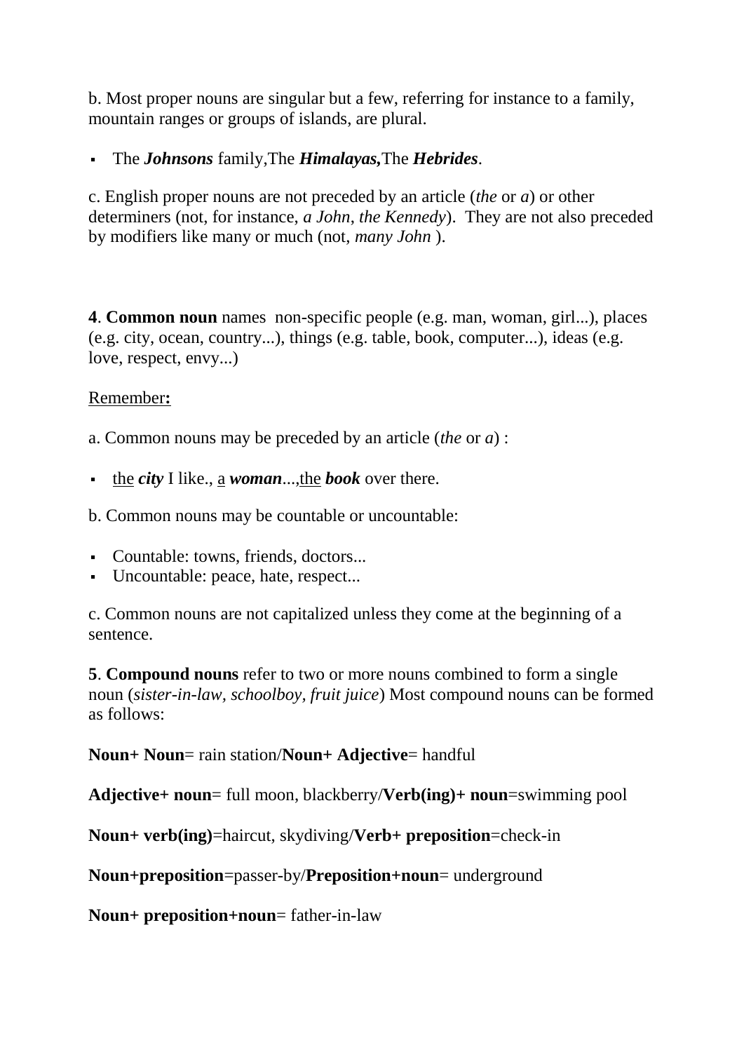b. Most proper nouns are singular but a few, referring for instance to a family, mountain ranges or groups of islands, are plural.

- The ***Johnsons*** family,The ***Himalayas,***The ***Hebrides***.

c. English proper nouns are not preceded by an article (*the* or *a*) or other determiners (not, for instance, *a John, the Kennedy*). They are not also preceded by modifiers like many or much (not, *many John* ).

**4**. **Common noun** names non-specific people (e.g. man, woman, girl...), places (e.g. city, ocean, country...), things (e.g. table, book, computer...), ideas (e.g. love, respect, envy...)

<u>Remember</u>**:**

a. Common nouns may be preceded by an article (*the* or *a*) :

- <u>the</u> ***city*** I like., <u>a</u> ***woman***...,<u>the</u> ***book*** over there.

b. Common nouns may be countable or uncountable:

- Countable: towns, friends, doctors...
- Uncountable: peace, hate, respect...

c. Common nouns are not capitalized unless they come at the beginning of a sentence.

**5**. **Compound nouns** refer to two or more nouns combined to form a single noun (*sister-in-law, schoolboy, fruit juice*) Most compound nouns can be formed as follows:

**Noun+ Noun**= rain station/**Noun+ Adjective**= handful

**Adjective+ noun**= full moon, blackberry/**Verb(ing)+ noun**=swimming pool

**Noun+ verb(ing)**=haircut, skydiving/**Verb+ preposition**=check-in

**Noun+preposition**=passer-by/**Preposition+noun**= underground

**Noun+ preposition+noun**= father-in-law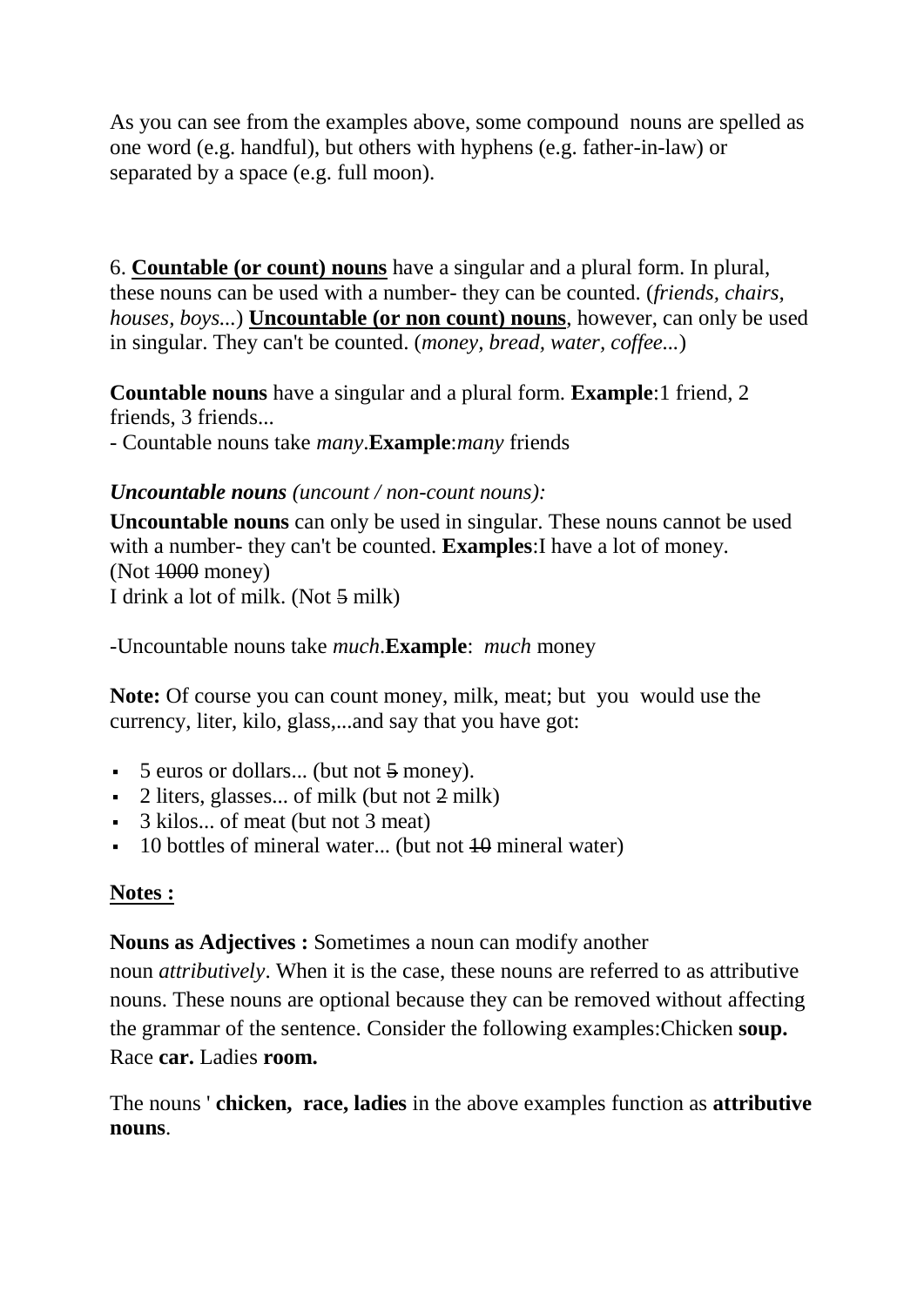As you can see from the examples above, some compound nouns are spelled as one word (e.g. handful), but others with hyphens (e.g. father-in-law) or separated by a space (e.g. full moon).

6. **<u>Countable (or count) nouns</u>** have a singular and a plural form. In plural, these nouns can be used with a number- they can be counted. (*friends, chairs, houses, boys...*) **<u>Uncountable (or non count) nouns</u>**, however, can only be used in singular. They can't be counted. (*money, bread, water, coffee...*)

**Countable nouns** have a singular and a plural form. **Example**:1 friend, 2 friends, 3 friends...
- Countable nouns take *many*.**Example**:*many* friends

***Uncountable nouns*** *(uncount / non-count nouns):*

**Uncountable nouns** can only be used in singular. These nouns cannot be used with a number- they can't be counted. **Examples**:I have a lot of money. (Not ~~1000~~ money)
I drink a lot of milk. (Not ~~5~~ milk)

-Uncountable nouns take *much*.**Example**: *much* money

**Note:** Of course you can count money, milk, meat; but you would use the currency, liter, kilo, glass,...and say that you have got:

- 5 euros or dollars... (but not ~~5~~ money).
- 2 liters, glasses... of milk (but not ~~2~~ milk)
- 3 kilos... of meat (but not 3 meat)
- 10 bottles of mineral water... (but not ~~10~~ mineral water)

**<u>Notes :</u>**

**Nouns as Adjectives :** Sometimes a noun can modify another noun *attributively*. When it is the case, these nouns are referred to as attributive nouns. These nouns are optional because they can be removed without affecting the grammar of the sentence. Consider the following examples:Chicken **soup.** Race **car.** Ladies **room.**

The nouns ' **chicken, race, ladies** in the above examples function as **attributive nouns**.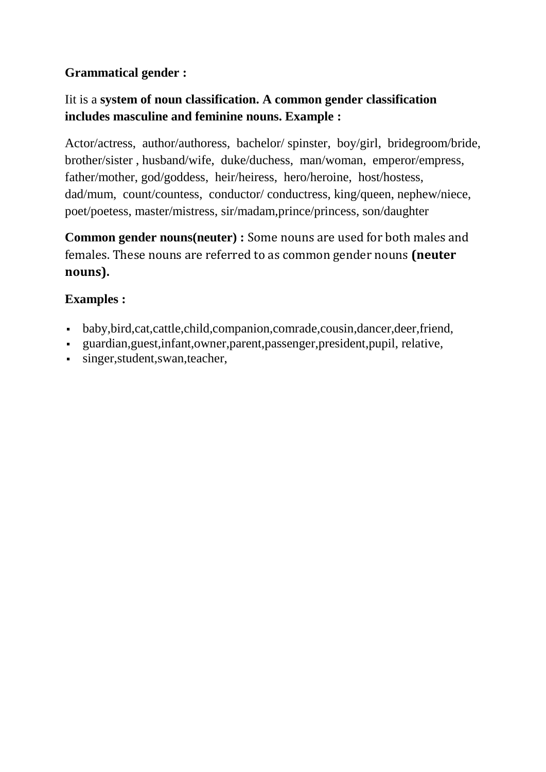**Grammatical gender :**

Iit is a **system of noun classification. A common gender classification includes masculine and feminine nouns. Example :**

Actor/actress, author/authoress, bachelor/ spinster, boy/girl, bridegroom/bride, brother/sister , husband/wife, duke/duchess, man/woman, emperor/empress, father/mother, god/goddess, heir/heiress, hero/heroine, host/hostess, dad/mum, count/countess, conductor/ conductress, king/queen, nephew/niece, poet/poetess, master/mistress, sir/madam,prince/princess, son/daughter

**Common gender nouns(neuter) :** Some nouns are used for both males and females. These nouns are referred to as common gender nouns **(neuter nouns).**

**Examples :**

- baby,bird,cat,cattle,child,companion,comrade,cousin,dancer,deer,friend,
- guardian,guest,infant,owner,parent,passenger,president,pupil, relative,
- singer,student,swan,teacher,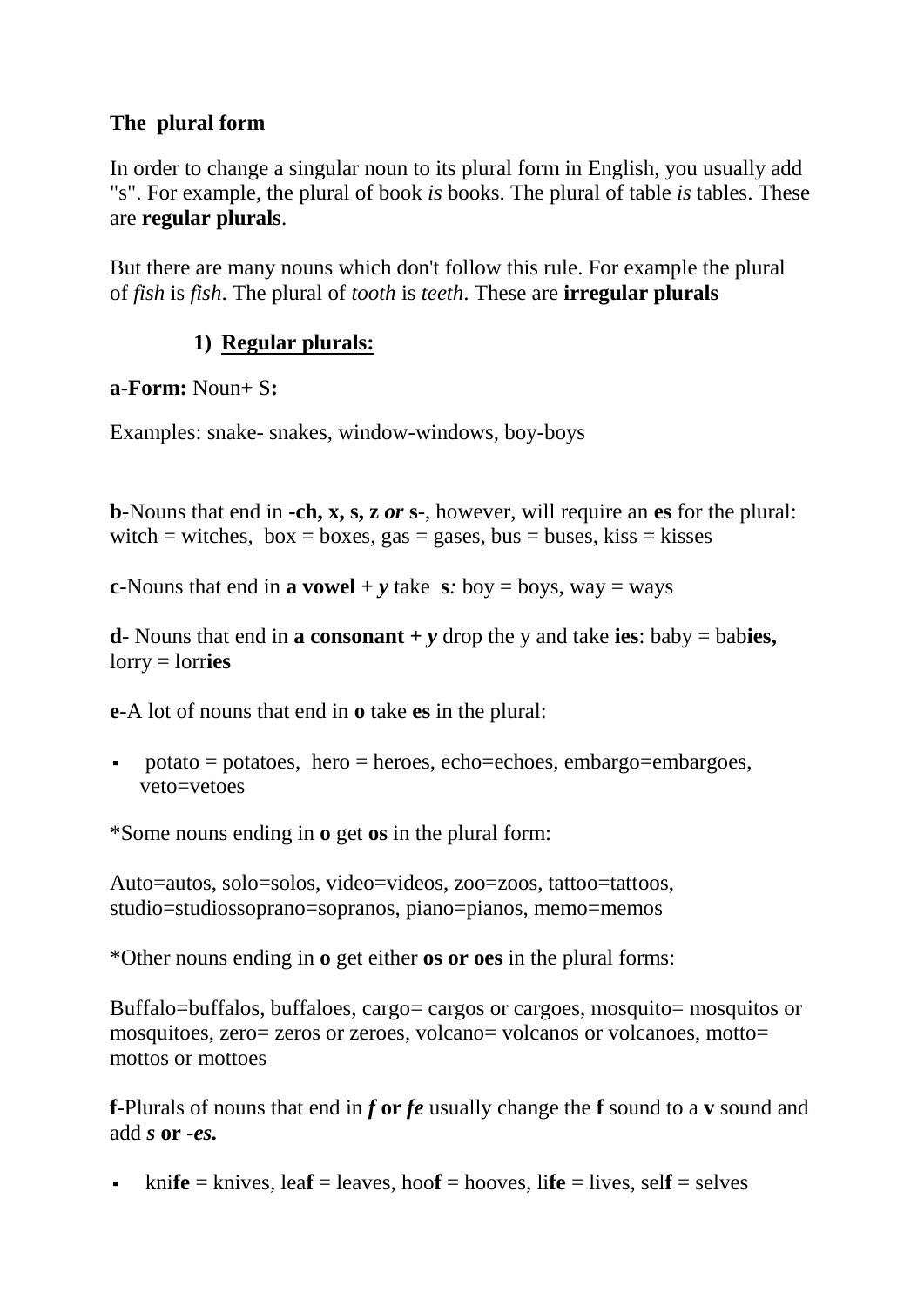**The  plural form**

In order to change a singular noun to its plural form in English, you usually add "s". For example, the plural of book *is* books. The plural of table *is* tables. These are **regular plurals**.

But there are many nouns which don't follow this rule. For example the plural of *fish* is *fish*. The plural of *tooth* is *teeth*. These are **irregular plurals**

**1) <u>Regular plurals:</u>**

**a-Form:** Noun+ S**:**

Examples: snake- snakes, window-windows, boy-boys

**b**-Nouns that end in **-ch, x, s, z** ***or*** **s**-, however, will require an **es** for the plural: witch = witches,  box = boxes, gas = gases, bus = buses, kiss = kisses

**c**-Nouns that end in **a vowel +** ***y*** take  **s***:* boy = boys, way = ways

**d**- Nouns that end in **a consonant +** ***y*** drop the y and take **ies**: baby = bab**ies,** lorry = lorr**ies**

**e**-A lot of nouns that end in **o** take **es** in the plural:

- potato = potatoes,  hero = heroes, echo=echoes, embargo=embargoes, veto=vetoes

*Some nouns ending in **o** get **os** in the plural form:

Auto=autos, solo=solos, video=videos, zoo=zoos, tattoo=tattoos, studio=studiossoprano=sopranos, piano=pianos, memo=memos

*Other nouns ending in **o** get either **os or oes** in the plural forms:

Buffalo=buffalos, buffaloes, cargo= cargos or cargoes, mosquito= mosquitos or mosquitoes, zero= zeros or zeroes, volcano= volcanos or volcanoes, motto= mottos or mottoes

**f**-Plurals of nouns that end in ***f*** **or** ***fe*** usually change the **f** sound to a **v** sound and add ***s*** **or** ***-es.***

- kni**fe** = knives, lea**f** = leaves, hoo**f** = hooves, li**fe** = lives, sel**f** = selves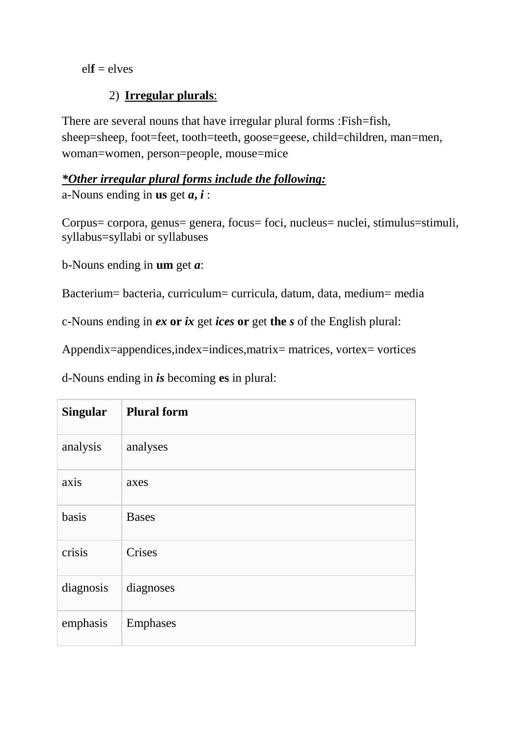elf = elves

2) **Irregular plurals**:

There are several nouns that have irregular plural forms :Fish=fish, sheep=sheep, foot=feet, tooth=teeth, goose=geese, child=children, man=men, woman=women, person=people, mouse=mice

***\*Other irregular plural forms include the following:***

a-Nouns ending in **us** get ***a, i*** :

Corpus= corpora, genus= genera, focus= foci, nucleus= nuclei, stimulus=stimuli, syllabus=syllabi or syllabuses

b-Nouns ending in **um** get ***a***:

Bacterium= bacteria, curriculum= curricula, datum, data, medium= media

c-Nouns ending in ***ex*** **or** ***ix*** get ***ices*** **or** get **the** ***s*** of the English plural:

Appendix=appendices,index=indices,matrix= matrices, vortex= vortices

d-Nouns ending in ***is*** becoming **es** in plural:

| Singular | Plural form |
|---|---|
| analysis | analyses |
| axis | axes |
| basis | Bases |
| crisis | Crises |
| diagnosis | diagnoses |
| emphasis | Emphases |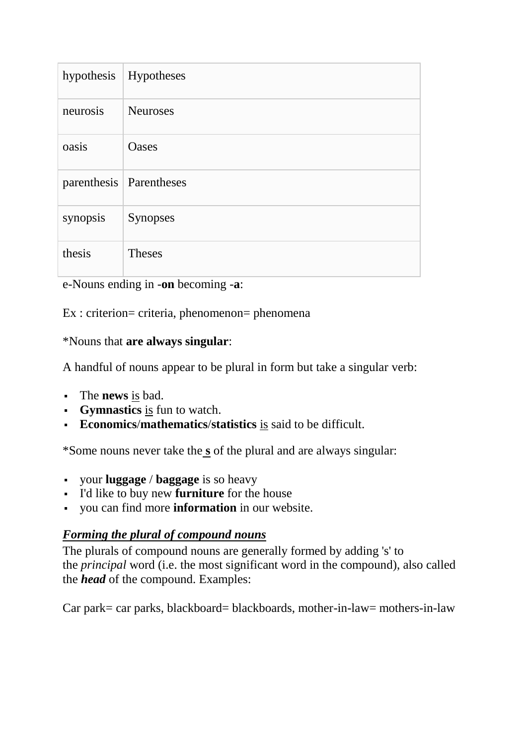| hypothesis | Hypotheses |
|---|---|
| neurosis | Neuroses |
| oasis | Oases |
| parenthesis | Parentheses |
| synopsis | Synopses |
| thesis | Theses |

e-Nouns ending in -**on** becoming -**a**:

Ex : criterion= criteria, phenomenon= phenomena

*Nouns that **are always singular**:

A handful of nouns appear to be plural in form but take a singular verb:

- The **news** <u>is</u> bad.
- **Gymnastics** <u>is</u> fun to watch.
- **Economics**/**mathematics**/**statistics** <u>is</u> said to be difficult.

*Some nouns never take the **<u>s</u>** of the plural and are always singular:

- your **luggage** / **baggage** is so heavy
- I'd like to buy new **furniture** for the house
- you can find more **information** in our website.

***<u>Forming the plural of compound nouns</u>***

The plurals of compound nouns are generally formed by adding 's' to the *principal* word (i.e. the most significant word in the compound), also called the ***head*** of the compound. Examples:

Car park= car parks, blackboard= blackboards, mother-in-law= mothers-in-law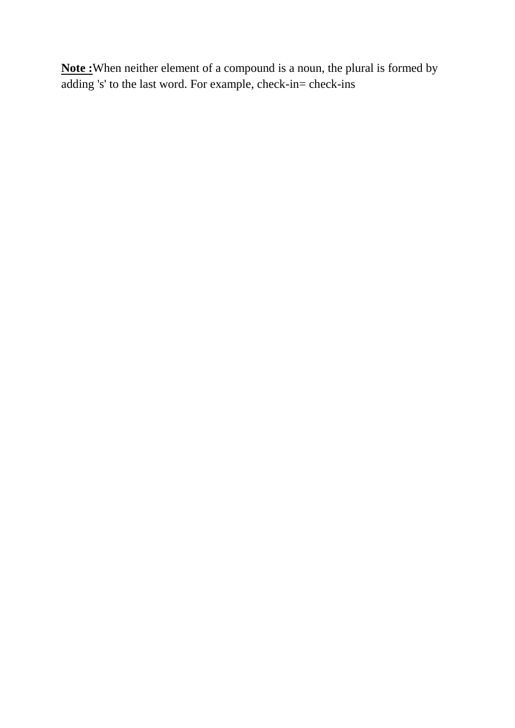**Note :**When neither element of a compound is a noun, the plural is formed by adding 's' to the last word. For example, check-in= check-ins